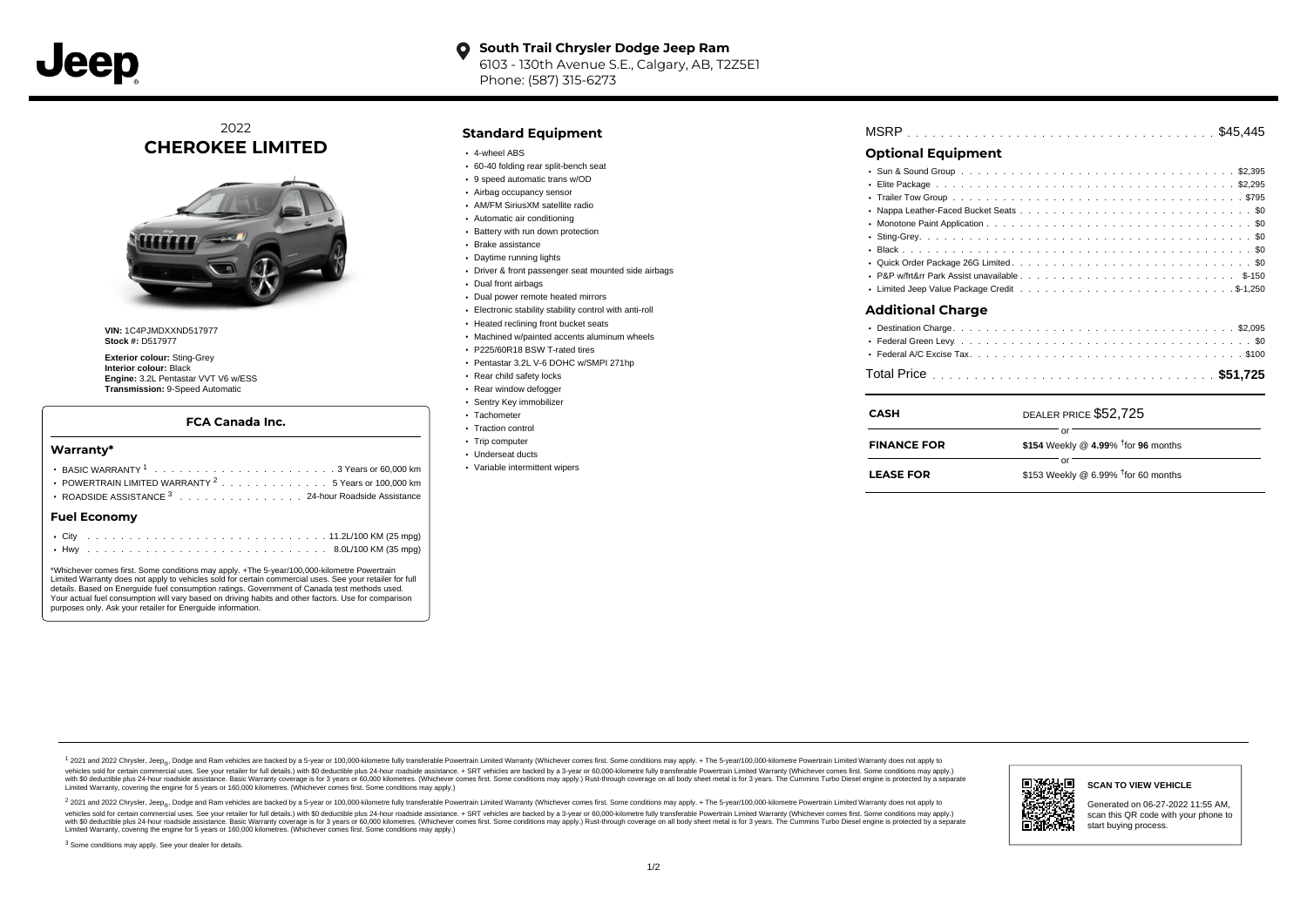Jeep

**South Trail Chrysler Dodge Jeep Ram**
6103 - 130th Avenue S.E., Calgary, AB, T2Z5E1
Phone: (587) 315-6273

# 2022 CHEROKEE LIMITED

**VIN:** 1C4PJMDXXND517977
**Stock #:** D517977

**Exterior colour:** Sting-Grey
**Interior colour:** Black
**Engine:** 3.2L Pentastar VVT V6 w/ESS
**Transmission:** 9-Speed Automatic

### FCA Canada Inc.

#### Warranty*

- BASIC WARRANTY [1] . . . . . 3 Years or 60,000 km
- POWERTRAIN LIMITED WARRANTY [2] . . . . . 5 Years or 100,000 km
- ROADSIDE ASSISTANCE [3] . . . . . 24-hour Roadside Assistance

#### Fuel Economy

- City . . . . . 11.2L/100 KM (25 mpg)
- Hwy . . . . . 8.0L/100 KM (35 mpg)

*Whichever comes first. Some conditions may apply. +The 5-year/100,000-kilometre Powertrain Limited Warranty does not apply to vehicles sold for certain commercial uses. See your retailer for full details. Based on Energuide fuel consumption ratings. Government of Canada test methods used. Your actual fuel consumption will vary based on driving habits and other factors. Use for comparison purposes only. Ask your retailer for Energuide information.

## Standard Equipment

- 4-wheel ABS
- 60-40 folding rear split-bench seat
- 9 speed automatic trans w/OD
- Airbag occupancy sensor
- AM/FM SiriusXM satellite radio
- Automatic air conditioning
- Battery with run down protection
- Brake assistance
- Daytime running lights
- Driver & front passenger seat mounted side airbags
- Dual front airbags
- Dual power remote heated mirrors
- Electronic stability stability control with anti-roll
- Heated reclining front bucket seats
- Machined w/painted accents aluminum wheels
- P225/60R18 BSW T-rated tires
- Pentastar 3.2L V-6 DOHC w/SMPI 271hp
- Rear child safety locks
- Rear window defogger
- Sentry Key immobilizer
- Tachometer
- Traction control
- Trip computer
- Underseat ducts
- Variable intermittent wipers

MSRP . . . . . $45,445

## Optional Equipment

- Sun & Sound Group . . . . . $2,395
- Elite Package . . . . . $2,295
- Trailer Tow Group . . . . . $795
- Nappa Leather-Faced Bucket Seats . . . . . $0
- Monotone Paint Application . . . . . $0
- Sting-Grey . . . . . $0
- Black . . . . . $0
- Quick Order Package 26G Limited . . . . . $0
- P&P w/frt&rr Park Assist unavailable . . . . . $-150
- Limited Jeep Value Package Credit . . . . . $-1,250

## Additional Charge

- Destination Charge . . . . . $2,095
- Federal Green Levy . . . . . $0
- Federal A/C Excise Tax . . . . . $100

Total Price . . . . . **$51,725**

| | |
|---|---|
| **CASH** | DEALER PRICE $52,725 |
| | or |
| **FINANCE FOR** | **$154** Weekly @ **4.99**% †for **96** months |
| | or |
| **LEASE FOR** | $153 Weekly @ 6.99% †for 60 months |

[1] 2021 and 2022 Chrysler, Jeep®, Dodge and Ram vehicles are backed by a 5-year or 100,000-kilometre fully transferable Powertrain Limited Warranty (Whichever comes first. Some conditions may apply. + The 5-year/100,000-kilometre Powertrain Limited Warranty does not apply to vehicles sold for certain commercial uses. See your retailer for full details.) with $0 deductible plus 24-hour roadside assistance. + SRT vehicles are backed by a 3-year or 60,000-kilometre fully transferable Powertrain Limited Warranty (Whichever comes first. Some conditions may apply.) with $0 deductible plus 24-hour roadside assistance. Basic Warranty coverage is for 3 years or 60,000 kilometres. (Whichever comes first. Some conditions may apply.) Rust-through coverage on all body sheet metal is for 3 years. The Cummins Turbo Diesel engine is protected by a separate Limited Warranty, covering the engine for 5 years or 160,000 kilometres. (Whichever comes first. Some conditions may apply.)

[2] 2021 and 2022 Chrysler, Jeep®, Dodge and Ram vehicles are backed by a 5-year or 100,000-kilometre fully transferable Powertrain Limited Warranty (Whichever comes first. Some conditions may apply. + The 5-year/100,000-kilometre Powertrain Limited Warranty does not apply to vehicles sold for certain commercial uses. See your retailer for full details.) with $0 deductible plus 24-hour roadside assistance. + SRT vehicles are backed by a 3-year or 60,000-kilometre fully transferable Powertrain Limited Warranty (Whichever comes first. Some conditions may apply.) with $0 deductible plus 24-hour roadside assistance. Basic Warranty coverage is for 3 years or 60,000 kilometres. (Whichever comes first. Some conditions may apply.) Rust-through coverage on all body sheet metal is for 3 years. The Cummins Turbo Diesel engine is protected by a separate Limited Warranty, covering the engine for 5 years or 160,000 kilometres. (Whichever comes first. Some conditions may apply.)

[3] Some conditions may apply. See your dealer for details.

**SCAN TO VIEW VEHICLE**

Generated on 06-27-2022 11:55 AM, scan this QR code with your phone to start buying process.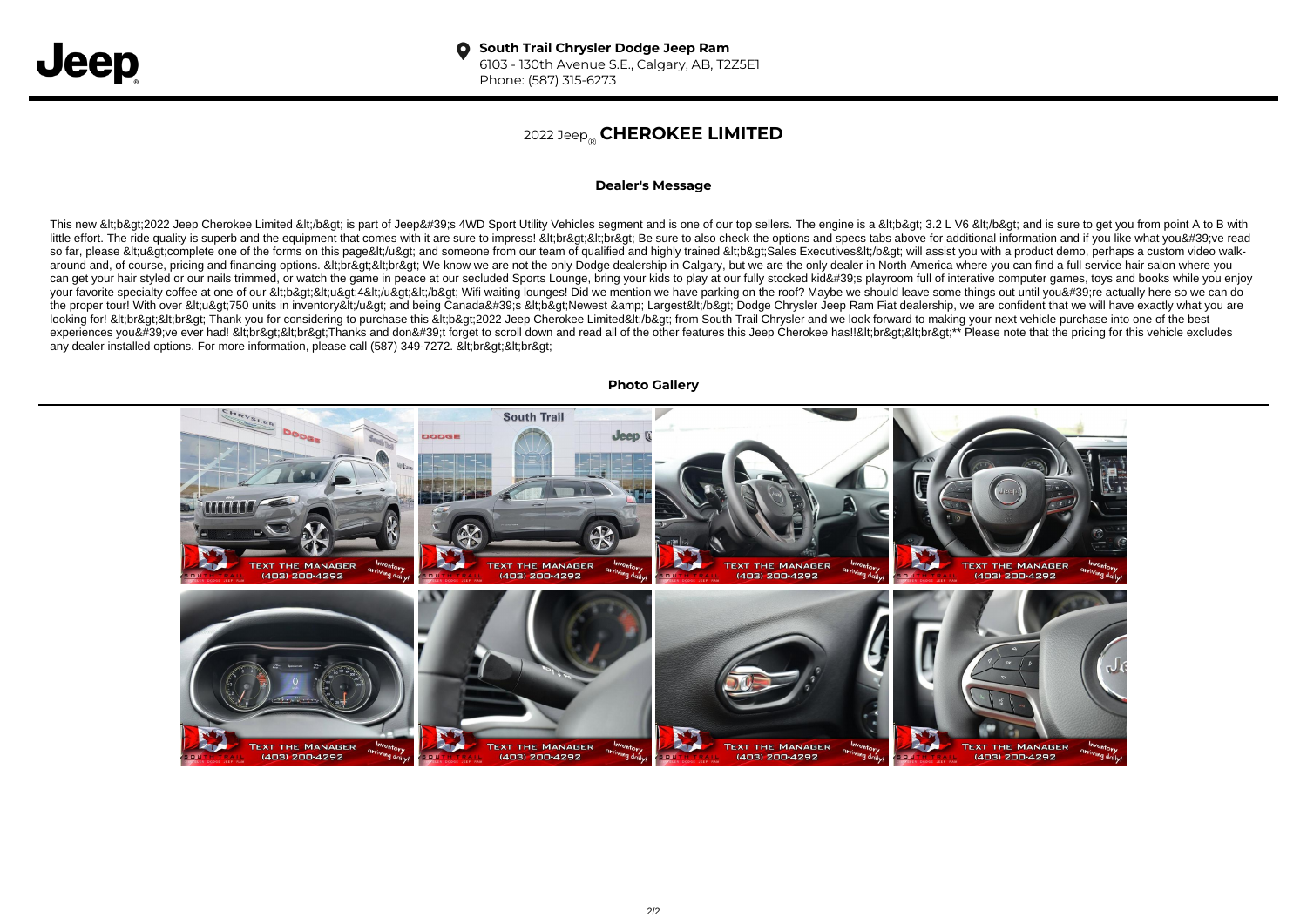**South Trail Chrysler Dodge Jeep Ram**
6103 - 130th Avenue S.E., Calgary, AB, T2Z5E1
Phone: (587) 315-6273

# 2022 Jeep® CHEROKEE LIMITED

## Dealer's Message

This new &lt;b&gt;2022 Jeep Cherokee Limited &lt;/b&gt; is part of Jeep&#39;s 4WD Sport Utility Vehicles segment and is one of our top sellers. The engine is a &lt;b&gt; 3.2 L V6 &lt;/b&gt; and is sure to get you from point A to B with little effort. The ride quality is superb and the equipment that comes with it are sure to impress! &lt;br&gt;&lt;br&gt; Be sure to also check the options and specs tabs above for additional information and if you like what you&#39;ve read so far, please &lt;u&gt;complete one of the forms on this page&lt;/u&gt; and someone from our team of qualified and highly trained &lt;b&gt;Sales Executives&lt;/b&gt; will assist you with a product demo, perhaps a custom video walk-around and, of course, pricing and financing options. &lt;br&gt;&lt;br&gt; We know we are not the only Dodge dealership in Calgary, but we are the only dealer in North America where you can find a full service hair salon where you can get your hair styled or our nails trimmed, or watch the game in peace at our secluded Sports Lounge, bring your kids to play at our fully stocked kid&#39;s playroom full of interative computer games, toys and books while you enjoy your favorite specialty coffee at one of our &lt;b&gt;&lt;u&gt;4&lt;/u&gt;&lt;/b&gt; Wifi waiting lounges! Did we mention we have parking on the roof? Maybe we should leave some things out until you&#39;re actually here so we can do the proper tour! With over &lt;u&gt;750 units in inventory&lt;/u&gt; and being Canada&#39;s &lt;b&gt;Newest &amp; Largest&lt;/b&gt; Dodge Chrysler Jeep Ram Fiat dealership, we are confident that we will have exactly what you are looking for! &lt;br&gt;&lt;br&gt; Thank you for considering to purchase this &lt;b&gt;2022 Jeep Cherokee Limited&lt;/b&gt; from South Trail Chrysler and we look forward to making your next vehicle purchase into one of the best experiences you&#39;ve ever had! &lt;br&gt;&lt;br&gt;Thanks and don&#39;t forget to scroll down and read all of the other features this Jeep Cherokee has!!&lt;br&gt;&lt;br&gt;** Please note that the pricing for this vehicle excludes any dealer installed options. For more information, please call (587) 349-7272. &lt;br&gt;&lt;br&gt;

## Photo Gallery